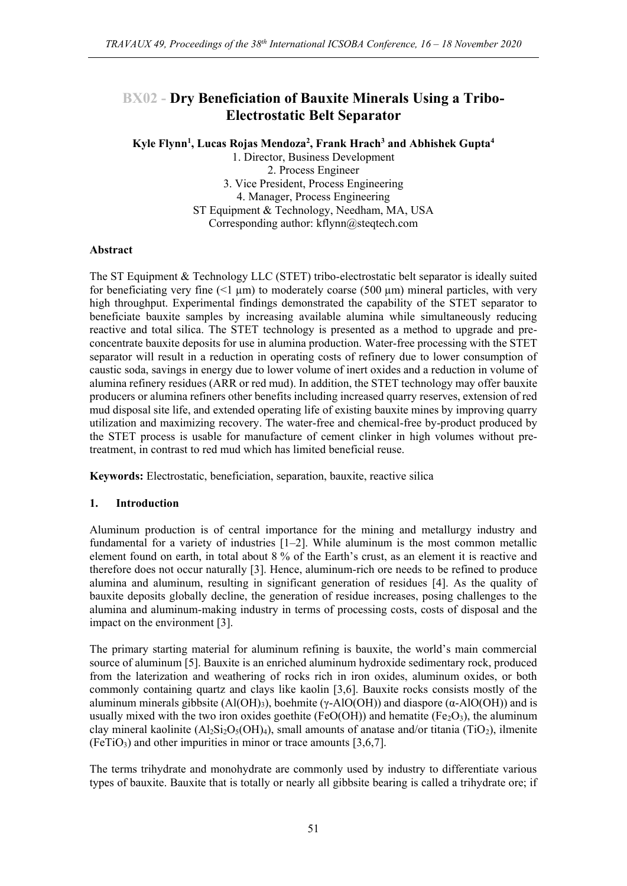# BX02 - Dry Beneficiation of Bauxite Minerals Using a Tribo-Electrostatic Belt Separator

**Kyle Flynn[1], Lucas Rojas Mendoza[2], Frank Hrach[3] and Abhishek Gupta[4]**

1. Director, Business Development
2. Process Engineer
3. Vice President, Process Engineering
4. Manager, Process Engineering

ST Equipment & Technology, Needham, MA, USA
Corresponding author: kflynn@steqtech.com

**Abstract**

The ST Equipment & Technology LLC (STET) tribo-electrostatic belt separator is ideally suited for beneficiating very fine (<1 μm) to moderately coarse (500 μm) mineral particles, with very high throughput. Experimental findings demonstrated the capability of the STET separator to beneficiate bauxite samples by increasing available alumina while simultaneously reducing reactive and total silica. The STET technology is presented as a method to upgrade and pre-concentrate bauxite deposits for use in alumina production. Water-free processing with the STET separator will result in a reduction in operating costs of refinery due to lower consumption of caustic soda, savings in energy due to lower volume of inert oxides and a reduction in volume of alumina refinery residues (ARR or red mud). In addition, the STET technology may offer bauxite producers or alumina refiners other benefits including increased quarry reserves, extension of red mud disposal site life, and extended operating life of existing bauxite mines by improving quarry utilization and maximizing recovery. The water-free and chemical-free by-product produced by the STET process is usable for manufacture of cement clinker in high volumes without pre-treatment, in contrast to red mud which has limited beneficial reuse.

**Keywords:** Electrostatic, beneficiation, separation, bauxite, reactive silica

## 1. Introduction

Aluminum production is of central importance for the mining and metallurgy industry and fundamental for a variety of industries [1–2]. While aluminum is the most common metallic element found on earth, in total about 8 % of the Earth's crust, as an element it is reactive and therefore does not occur naturally [3]. Hence, aluminum-rich ore needs to be refined to produce alumina and aluminum, resulting in significant generation of residues [4]. As the quality of bauxite deposits globally decline, the generation of residue increases, posing challenges to the alumina and aluminum-making industry in terms of processing costs, costs of disposal and the impact on the environment [3].

The primary starting material for aluminum refining is bauxite, the world's main commercial source of aluminum [5]. Bauxite is an enriched aluminum hydroxide sedimentary rock, produced from the laterization and weathering of rocks rich in iron oxides, aluminum oxides, or both commonly containing quartz and clays like kaolin [3,6]. Bauxite rocks consists mostly of the aluminum minerals gibbsite ($Al(OH)_3$), boehmite ($\gamma$-$AlO(OH)$) and diaspore ($\alpha$-$AlO(OH)$) and is usually mixed with the two iron oxides goethite ($FeO(OH)$) and hematite ($Fe_2O_3$), the aluminum clay mineral kaolinite ($Al_2Si_2O_5(OH)_4$), small amounts of anatase and/or titania ($TiO_2$), ilmenite ($FeTiO_3$) and other impurities in minor or trace amounts [3,6,7].

The terms trihydrate and monohydrate are commonly used by industry to differentiate various types of bauxite. Bauxite that is totally or nearly all gibbsite bearing is called a trihydrate ore; if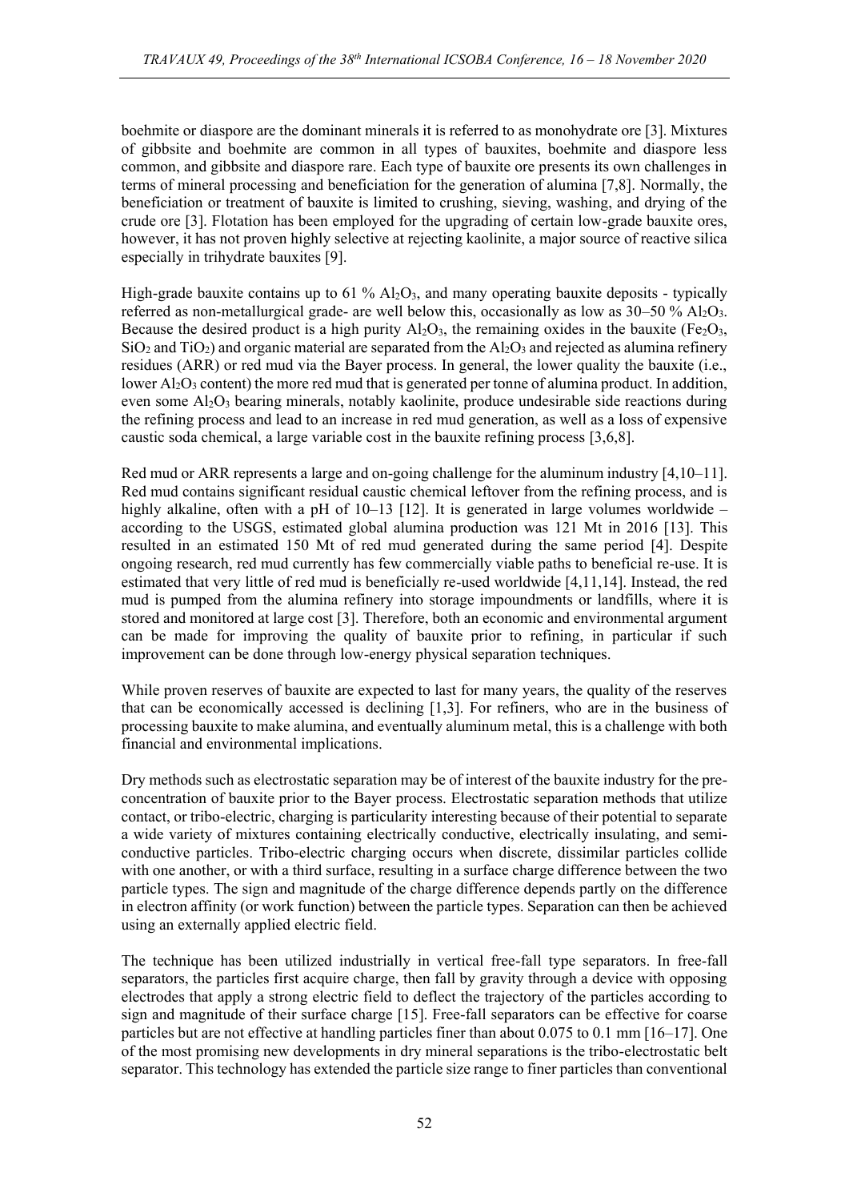boehmite or diaspore are the dominant minerals it is referred to as monohydrate ore [3]. Mixtures of gibbsite and boehmite are common in all types of bauxites, boehmite and diaspore less common, and gibbsite and diaspore rare. Each type of bauxite ore presents its own challenges in terms of mineral processing and beneficiation for the generation of alumina [7,8]. Normally, the beneficiation or treatment of bauxite is limited to crushing, sieving, washing, and drying of the crude ore [3]. Flotation has been employed for the upgrading of certain low-grade bauxite ores, however, it has not proven highly selective at rejecting kaolinite, a major source of reactive silica especially in trihydrate bauxites [9].

High-grade bauxite contains up to 61 % $Al_2O_3$, and many operating bauxite deposits - typically referred as non-metallurgical grade- are well below this, occasionally as low as 30–50 % $Al_2O_3$. Because the desired product is a high purity $Al_2O_3$, the remaining oxides in the bauxite ($Fe_2O_3$, $SiO_2$ and $TiO_2$) and organic material are separated from the $Al_2O_3$ and rejected as alumina refinery residues (ARR) or red mud via the Bayer process. In general, the lower quality the bauxite (i.e., lower $Al_2O_3$ content) the more red mud that is generated per tonne of alumina product. In addition, even some $Al_2O_3$ bearing minerals, notably kaolinite, produce undesirable side reactions during the refining process and lead to an increase in red mud generation, as well as a loss of expensive caustic soda chemical, a large variable cost in the bauxite refining process [3,6,8].

Red mud or ARR represents a large and on-going challenge for the aluminum industry [4,10–11]. Red mud contains significant residual caustic chemical leftover from the refining process, and is highly alkaline, often with a pH of 10–13 [12]. It is generated in large volumes worldwide – according to the USGS, estimated global alumina production was 121 Mt in 2016 [13]. This resulted in an estimated 150 Mt of red mud generated during the same period [4]. Despite ongoing research, red mud currently has few commercially viable paths to beneficial re-use. It is estimated that very little of red mud is beneficially re-used worldwide [4,11,14]. Instead, the red mud is pumped from the alumina refinery into storage impoundments or landfills, where it is stored and monitored at large cost [3]. Therefore, both an economic and environmental argument can be made for improving the quality of bauxite prior to refining, in particular if such improvement can be done through low-energy physical separation techniques.

While proven reserves of bauxite are expected to last for many years, the quality of the reserves that can be economically accessed is declining [1,3]. For refiners, who are in the business of processing bauxite to make alumina, and eventually aluminum metal, this is a challenge with both financial and environmental implications.

Dry methods such as electrostatic separation may be of interest of the bauxite industry for the pre-concentration of bauxite prior to the Bayer process. Electrostatic separation methods that utilize contact, or tribo-electric, charging is particularity interesting because of their potential to separate a wide variety of mixtures containing electrically conductive, electrically insulating, and semi-conductive particles. Tribo-electric charging occurs when discrete, dissimilar particles collide with one another, or with a third surface, resulting in a surface charge difference between the two particle types. The sign and magnitude of the charge difference depends partly on the difference in electron affinity (or work function) between the particle types. Separation can then be achieved using an externally applied electric field.

The technique has been utilized industrially in vertical free-fall type separators. In free-fall separators, the particles first acquire charge, then fall by gravity through a device with opposing electrodes that apply a strong electric field to deflect the trajectory of the particles according to sign and magnitude of their surface charge [15]. Free-fall separators can be effective for coarse particles but are not effective at handling particles finer than about 0.075 to 0.1 mm [16–17]. One of the most promising new developments in dry mineral separations is the tribo-electrostatic belt separator. This technology has extended the particle size range to finer particles than conventional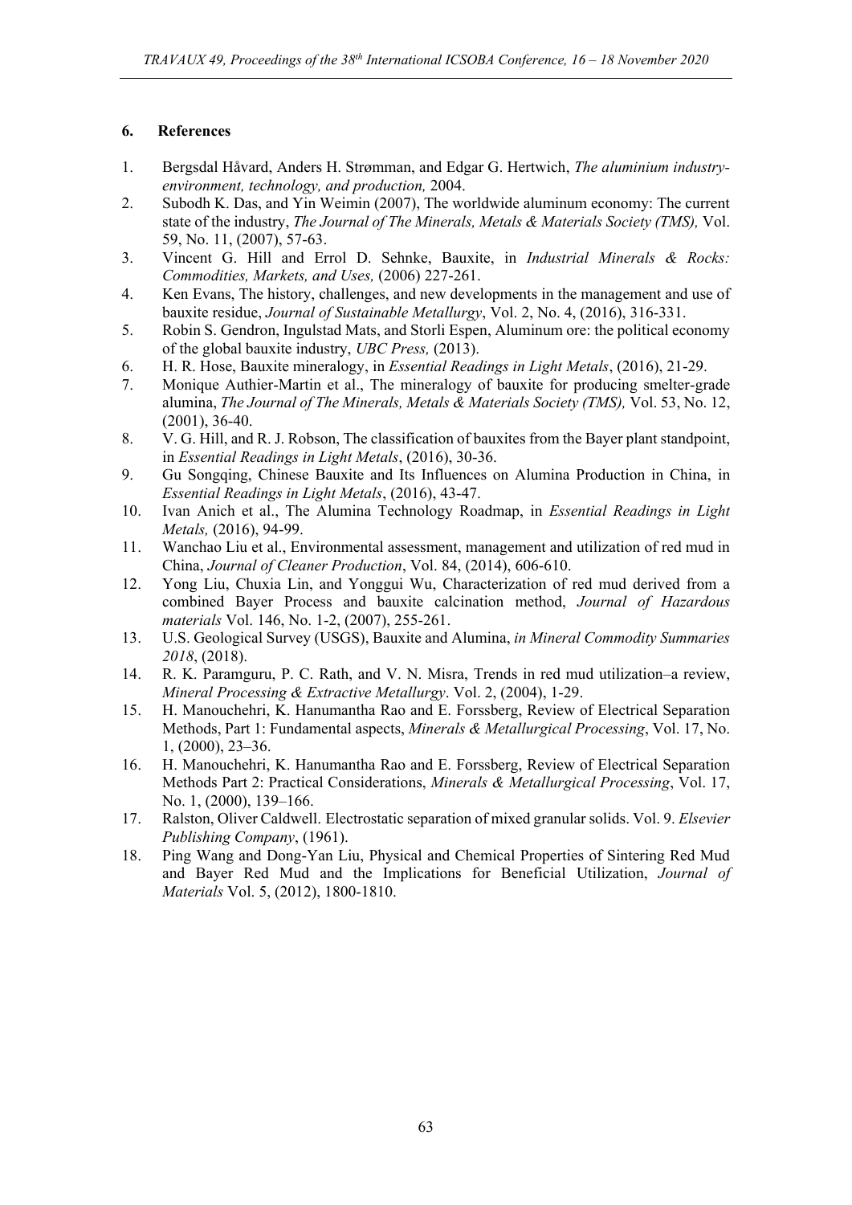## 6. References

1. Bergsdal Håvard, Anders H. Strømman, and Edgar G. Hertwich, *The aluminium industry-environment, technology, and production,* 2004.
2. Subodh K. Das, and Yin Weimin (2007), The worldwide aluminum economy: The current state of the industry, *The Journal of The Minerals, Metals & Materials Society (TMS),* Vol. 59, No. 11, (2007), 57-63.
3. Vincent G. Hill and Errol D. Sehnke, Bauxite, in *Industrial Minerals & Rocks: Commodities, Markets, and Uses,* (2006) 227-261.
4. Ken Evans, The history, challenges, and new developments in the management and use of bauxite residue, *Journal of Sustainable Metallurgy*, Vol. 2, No. 4, (2016), 316-331.
5. Robin S. Gendron, Ingulstad Mats, and Storli Espen, Aluminum ore: the political economy of the global bauxite industry, *UBC Press,* (2013).
6. H. R. Hose, Bauxite mineralogy, in *Essential Readings in Light Metals*, (2016), 21-29.
7. Monique Authier-Martin et al., The mineralogy of bauxite for producing smelter-grade alumina, *The Journal of The Minerals, Metals & Materials Society (TMS),* Vol. 53, No. 12, (2001), 36-40.
8. V. G. Hill, and R. J. Robson, The classification of bauxites from the Bayer plant standpoint, in *Essential Readings in Light Metals*, (2016), 30-36.
9. Gu Songqing, Chinese Bauxite and Its Influences on Alumina Production in China, in *Essential Readings in Light Metals*, (2016), 43-47.
10. Ivan Anich et al., The Alumina Technology Roadmap, in *Essential Readings in Light Metals,* (2016), 94-99.
11. Wanchao Liu et al., Environmental assessment, management and utilization of red mud in China, *Journal of Cleaner Production*, Vol. 84, (2014), 606-610.
12. Yong Liu, Chuxia Lin, and Yonggui Wu, Characterization of red mud derived from a combined Bayer Process and bauxite calcination method, *Journal of Hazardous materials* Vol. 146, No. 1-2, (2007), 255-261.
13. U.S. Geological Survey (USGS), Bauxite and Alumina, *in Mineral Commodity Summaries 2018*, (2018).
14. R. K. Paramguru, P. C. Rath, and V. N. Misra, Trends in red mud utilization–a review, *Mineral Processing & Extractive Metallurgy*. Vol. 2, (2004), 1-29.
15. H. Manouchehri, K. Hanumantha Rao and E. Forssberg, Review of Electrical Separation Methods, Part 1: Fundamental aspects, *Minerals & Metallurgical Processing*, Vol. 17, No. 1, (2000), 23–36.
16. H. Manouchehri, K. Hanumantha Rao and E. Forssberg, Review of Electrical Separation Methods Part 2: Practical Considerations, *Minerals & Metallurgical Processing*, Vol. 17, No. 1, (2000), 139–166.
17. Ralston, Oliver Caldwell. Electrostatic separation of mixed granular solids. Vol. 9. *Elsevier Publishing Company*, (1961).
18. Ping Wang and Dong-Yan Liu, Physical and Chemical Properties of Sintering Red Mud and Bayer Red Mud and the Implications for Beneficial Utilization, *Journal of Materials* Vol. 5, (2012), 1800-1810.